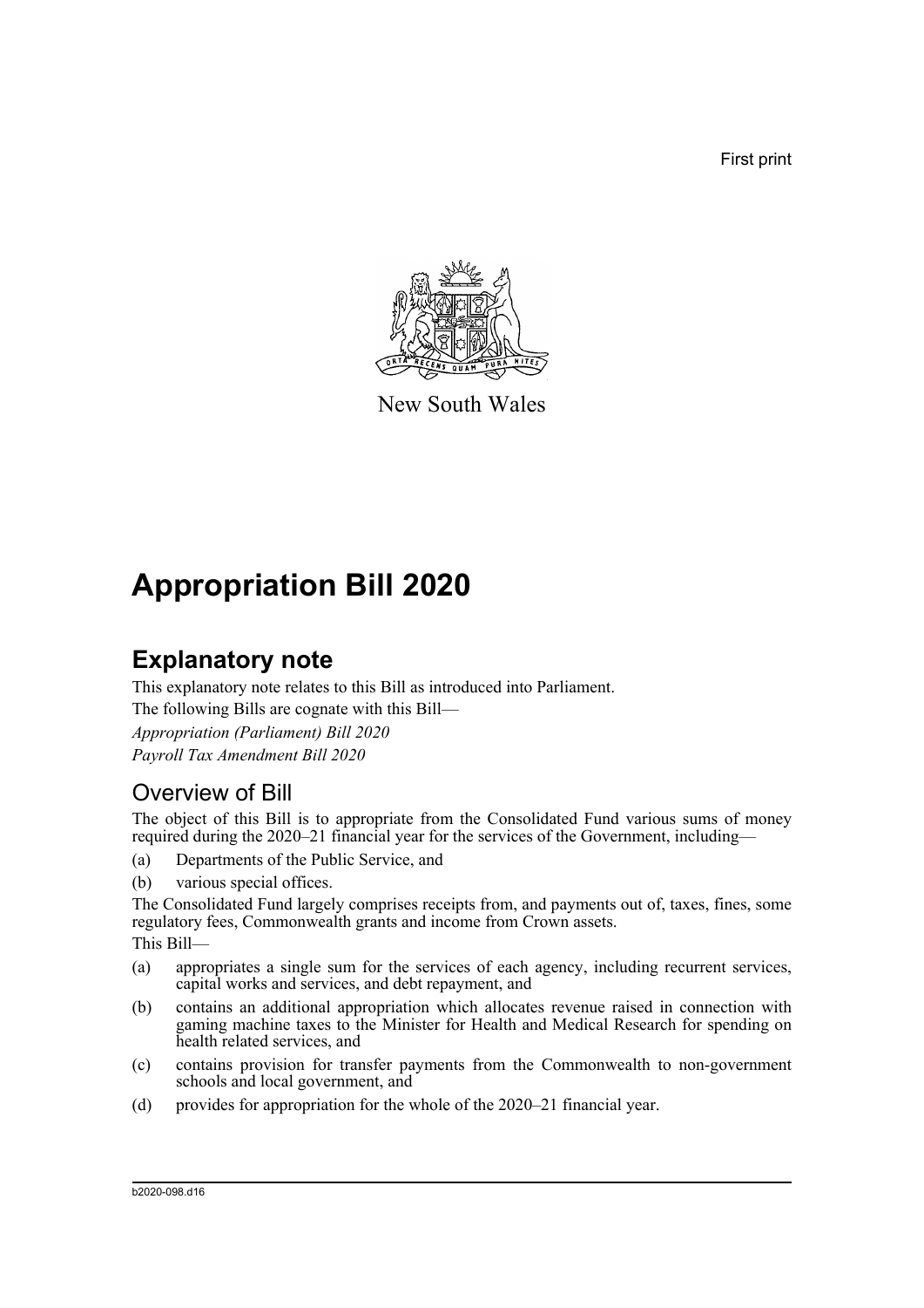First print

New South Wales

# Appropriation Bill 2020

## Explanatory note

This explanatory note relates to this Bill as introduced into Parliament.

The following Bills are cognate with this Bill—

*Appropriation (Parliament) Bill 2020*

*Payroll Tax Amendment Bill 2020*

### Overview of Bill

The object of this Bill is to appropriate from the Consolidated Fund various sums of money required during the 2020–21 financial year for the services of the Government, including—

(a) Departments of the Public Service, and

(b) various special offices.

The Consolidated Fund largely comprises receipts from, and payments out of, taxes, fines, some regulatory fees, Commonwealth grants and income from Crown assets.

This Bill—

(a) appropriates a single sum for the services of each agency, including recurrent services, capital works and services, and debt repayment, and

(b) contains an additional appropriation which allocates revenue raised in connection with gaming machine taxes to the Minister for Health and Medical Research for spending on health related services, and

(c) contains provision for transfer payments from the Commonwealth to non-government schools and local government, and

(d) provides for appropriation for the whole of the 2020–21 financial year.

b2020-098.d16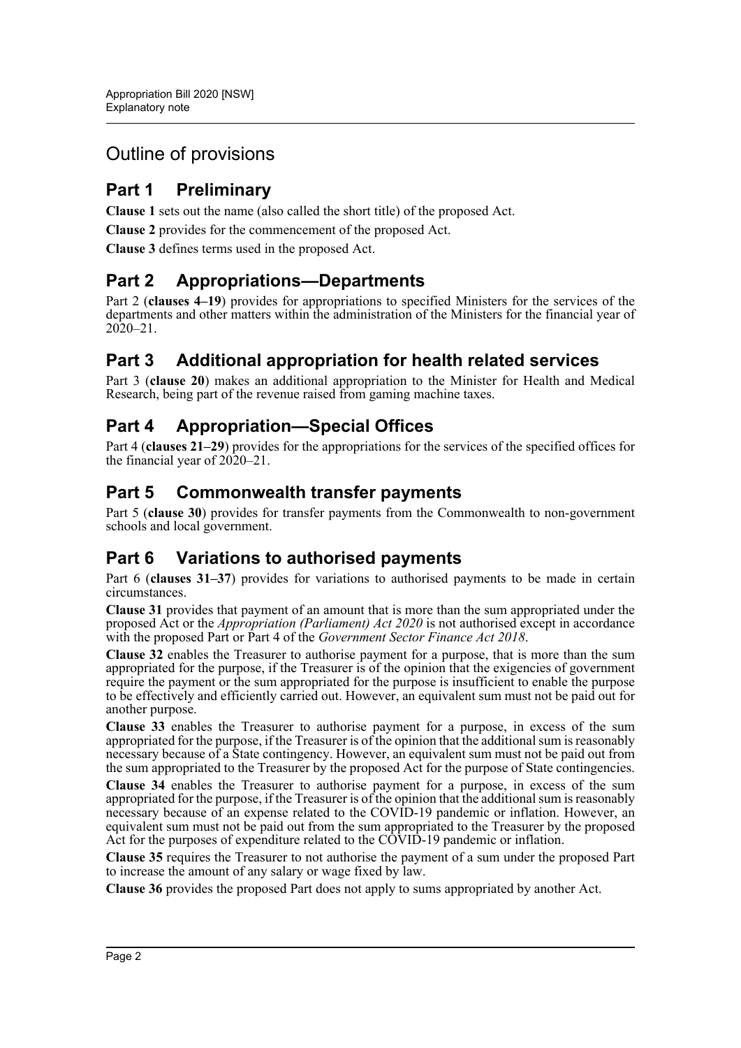# Outline of provisions

## Part 1 Preliminary

**Clause 1** sets out the name (also called the short title) of the proposed Act.

**Clause 2** provides for the commencement of the proposed Act.

**Clause 3** defines terms used in the proposed Act.

## Part 2 Appropriations—Departments

Part 2 (**clauses 4–19**) provides for appropriations to specified Ministers for the services of the departments and other matters within the administration of the Ministers for the financial year of 2020–21.

## Part 3 Additional appropriation for health related services

Part 3 (**clause 20**) makes an additional appropriation to the Minister for Health and Medical Research, being part of the revenue raised from gaming machine taxes.

## Part 4 Appropriation—Special Offices

Part 4 (**clauses 21–29**) provides for the appropriations for the services of the specified offices for the financial year of 2020–21.

## Part 5 Commonwealth transfer payments

Part 5 (**clause 30**) provides for transfer payments from the Commonwealth to non-government schools and local government.

## Part 6 Variations to authorised payments

Part 6 (**clauses 31–37**) provides for variations to authorised payments to be made in certain circumstances.

**Clause 31** provides that payment of an amount that is more than the sum appropriated under the proposed Act or the *Appropriation (Parliament) Act 2020* is not authorised except in accordance with the proposed Part or Part 4 of the *Government Sector Finance Act 2018*.

**Clause 32** enables the Treasurer to authorise payment for a purpose, that is more than the sum appropriated for the purpose, if the Treasurer is of the opinion that the exigencies of government require the payment or the sum appropriated for the purpose is insufficient to enable the purpose to be effectively and efficiently carried out. However, an equivalent sum must not be paid out for another purpose.

**Clause 33** enables the Treasurer to authorise payment for a purpose, in excess of the sum appropriated for the purpose, if the Treasurer is of the opinion that the additional sum is reasonably necessary because of a State contingency. However, an equivalent sum must not be paid out from the sum appropriated to the Treasurer by the proposed Act for the purpose of State contingencies.

**Clause 34** enables the Treasurer to authorise payment for a purpose, in excess of the sum appropriated for the purpose, if the Treasurer is of the opinion that the additional sum is reasonably necessary because of an expense related to the COVID-19 pandemic or inflation. However, an equivalent sum must not be paid out from the sum appropriated to the Treasurer by the proposed Act for the purposes of expenditure related to the COVID-19 pandemic or inflation.

**Clause 35** requires the Treasurer to not authorise the payment of a sum under the proposed Part to increase the amount of any salary or wage fixed by law.

**Clause 36** provides the proposed Part does not apply to sums appropriated by another Act.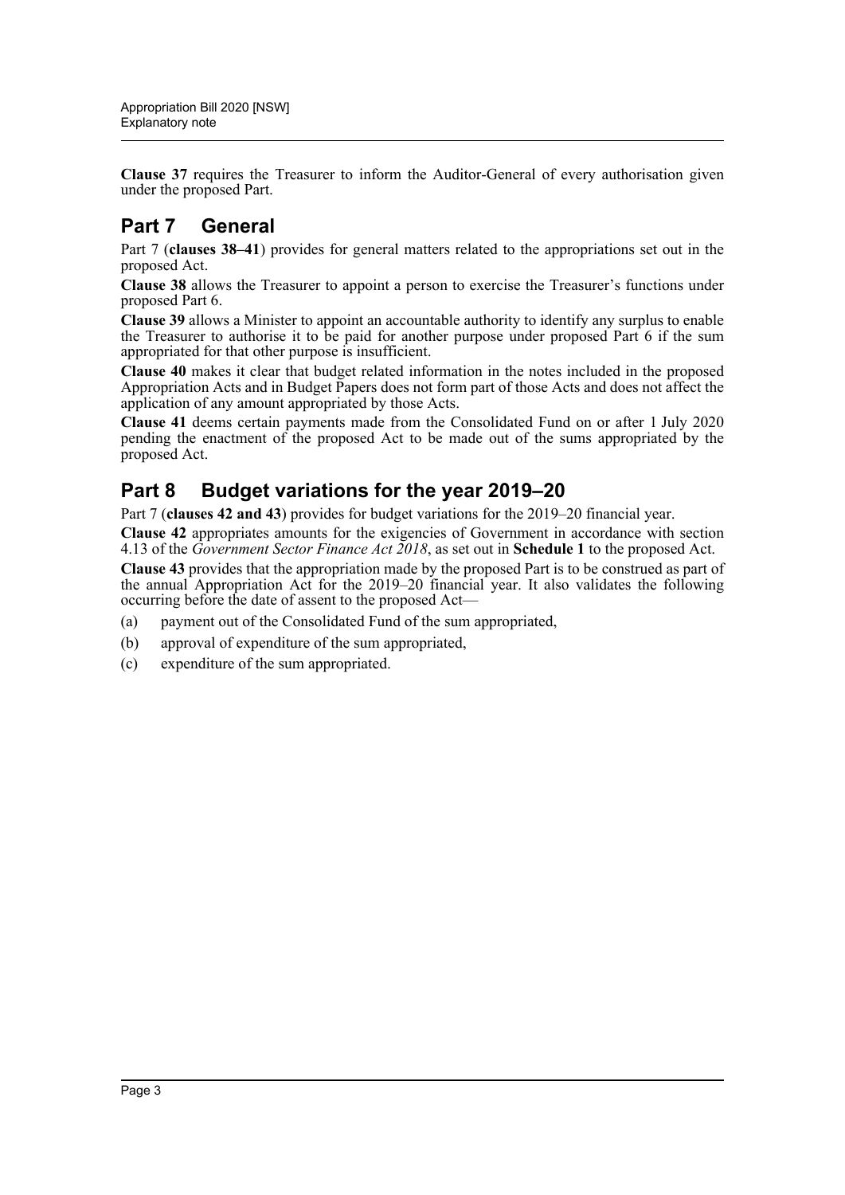**Clause 37** requires the Treasurer to inform the Auditor-General of every authorisation given under the proposed Part.

## Part 7 General

Part 7 (**clauses 38–41**) provides for general matters related to the appropriations set out in the proposed Act.

**Clause 38** allows the Treasurer to appoint a person to exercise the Treasurer's functions under proposed Part 6.

**Clause 39** allows a Minister to appoint an accountable authority to identify any surplus to enable the Treasurer to authorise it to be paid for another purpose under proposed Part 6 if the sum appropriated for that other purpose is insufficient.

**Clause 40** makes it clear that budget related information in the notes included in the proposed Appropriation Acts and in Budget Papers does not form part of those Acts and does not affect the application of any amount appropriated by those Acts.

**Clause 41** deems certain payments made from the Consolidated Fund on or after 1 July 2020 pending the enactment of the proposed Act to be made out of the sums appropriated by the proposed Act.

## Part 8 Budget variations for the year 2019–20

Part 7 (**clauses 42 and 43**) provides for budget variations for the 2019–20 financial year.

**Clause 42** appropriates amounts for the exigencies of Government in accordance with section 4.13 of the *Government Sector Finance Act 2018*, as set out in **Schedule 1** to the proposed Act.

**Clause 43** provides that the appropriation made by the proposed Part is to be construed as part of the annual Appropriation Act for the 2019–20 financial year. It also validates the following occurring before the date of assent to the proposed Act—

(a) payment out of the Consolidated Fund of the sum appropriated,

(b) approval of expenditure of the sum appropriated,

(c) expenditure of the sum appropriated.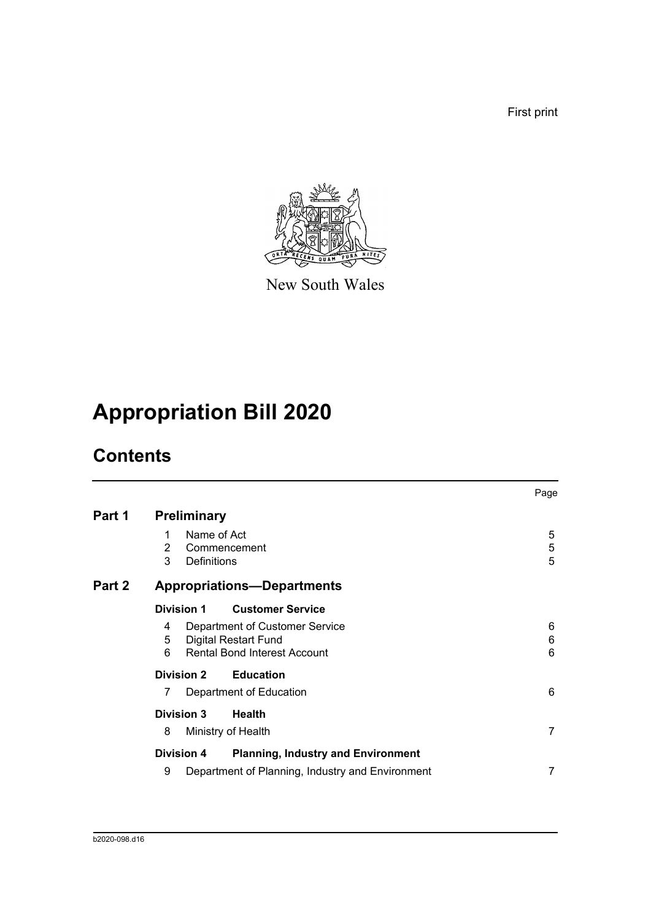First print

New South Wales

# Appropriation Bill 2020

## Contents

| | | Page |
|---|---|---|
| **Part 1** | **Preliminary** | |
| | 1 Name of Act | 5 |
| | 2 Commencement | 5 |
| | 3 Definitions | 5 |
| **Part 2** | **Appropriations—Departments** | |
| | **Division 1 Customer Service** | |
| | 4 Department of Customer Service | 6 |
| | 5 Digital Restart Fund | 6 |
| | 6 Rental Bond Interest Account | 6 |
| | **Division 2 Education** | |
| | 7 Department of Education | 6 |
| | **Division 3 Health** | |
| | 8 Ministry of Health | 7 |
| | **Division 4 Planning, Industry and Environment** | |
| | 9 Department of Planning, Industry and Environment | 7 |

b2020-098.d16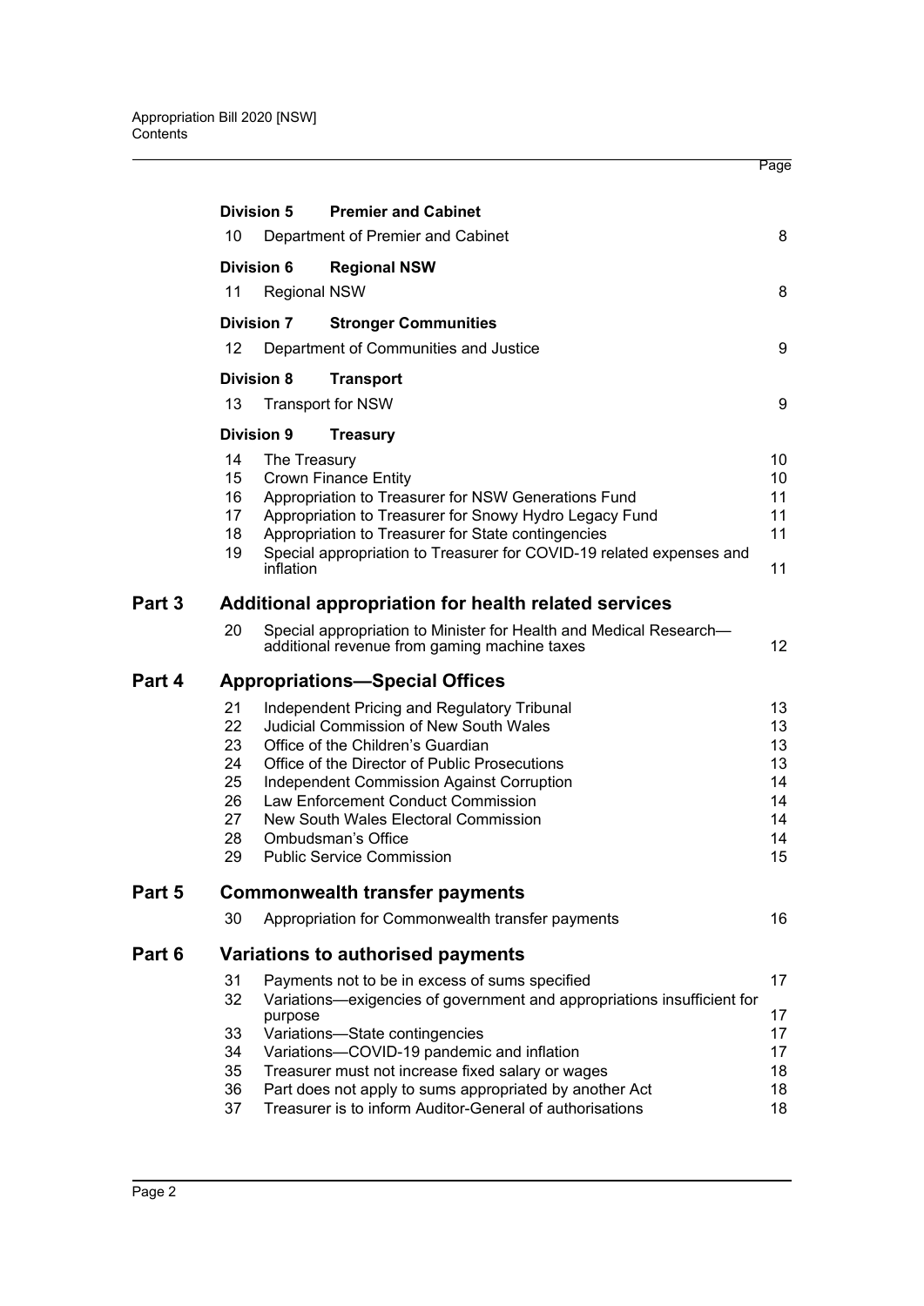| | | | Page |
|---|---|---|---|
| | **Division 5** | **Premier and Cabinet** | |
| | 10 | Department of Premier and Cabinet | 8 |
| | **Division 6** | **Regional NSW** | |
| | 11 | Regional NSW | 8 |
| | **Division 7** | **Stronger Communities** | |
| | 12 | Department of Communities and Justice | 9 |
| | **Division 8** | **Transport** | |
| | 13 | Transport for NSW | 9 |
| | **Division 9** | **Treasury** | |
| | 14 | The Treasury | 10 |
| | 15 | Crown Finance Entity | 10 |
| | 16 | Appropriation to Treasurer for NSW Generations Fund | 11 |
| | 17 | Appropriation to Treasurer for Snowy Hydro Legacy Fund | 11 |
| | 18 | Appropriation to Treasurer for State contingencies | 11 |
| | 19 | Special appropriation to Treasurer for COVID-19 related expenses and inflation | 11 |
| **Part 3** | **Additional appropriation for health related services** | | |
| | 20 | Special appropriation to Minister for Health and Medical Research—additional revenue from gaming machine taxes | 12 |
| **Part 4** | **Appropriations—Special Offices** | | |
| | 21 | Independent Pricing and Regulatory Tribunal | 13 |
| | 22 | Judicial Commission of New South Wales | 13 |
| | 23 | Office of the Children's Guardian | 13 |
| | 24 | Office of the Director of Public Prosecutions | 13 |
| | 25 | Independent Commission Against Corruption | 14 |
| | 26 | Law Enforcement Conduct Commission | 14 |
| | 27 | New South Wales Electoral Commission | 14 |
| | 28 | Ombudsman's Office | 14 |
| | 29 | Public Service Commission | 15 |
| **Part 5** | **Commonwealth transfer payments** | | |
| | 30 | Appropriation for Commonwealth transfer payments | 16 |
| **Part 6** | **Variations to authorised payments** | | |
| | 31 | Payments not to be in excess of sums specified | 17 |
| | 32 | Variations—exigencies of government and appropriations insufficient for purpose | 17 |
| | 33 | Variations—State contingencies | 17 |
| | 34 | Variations—COVID-19 pandemic and inflation | 17 |
| | 35 | Treasurer must not increase fixed salary or wages | 18 |
| | 36 | Part does not apply to sums appropriated by another Act | 18 |
| | 37 | Treasurer is to inform Auditor-General of authorisations | 18 |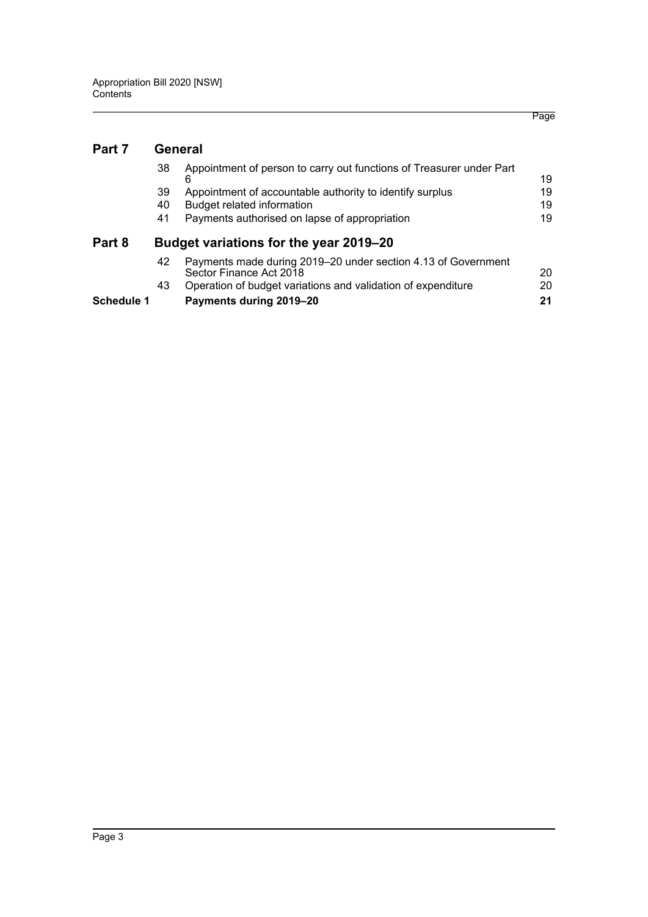| | | | Page |
|---|---|---|---|
| **Part 7** | **General** | | |
| | 38 | Appointment of person to carry out functions of Treasurer under Part 6 | 19 |
| | 39 | Appointment of accountable authority to identify surplus | 19 |
| | 40 | Budget related information | 19 |
| | 41 | Payments authorised on lapse of appropriation | 19 |
| **Part 8** | **Budget variations for the year 2019–20** | | |
| | 42 | Payments made during 2019–20 under section 4.13 of Government Sector Finance Act 2018 | 20 |
| | 43 | Operation of budget variations and validation of expenditure | 20 |
| **Schedule 1** | | **Payments during 2019–20** | **21** |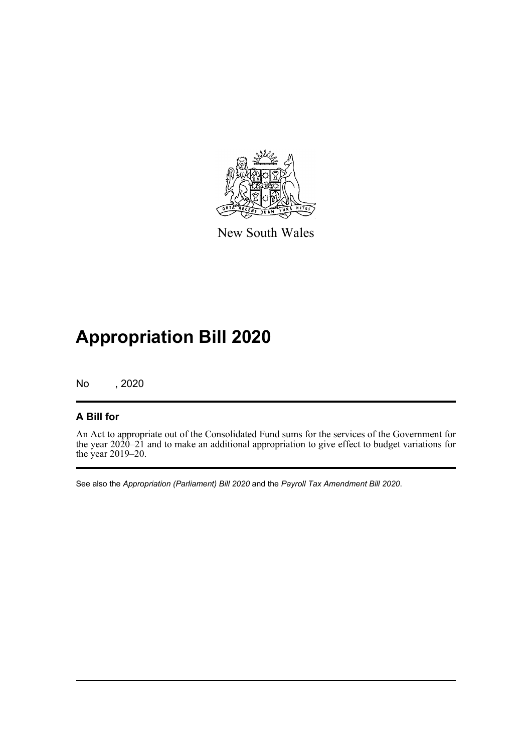New South Wales

# Appropriation Bill 2020

No , 2020

## A Bill for

An Act to appropriate out of the Consolidated Fund sums for the services of the Government for the year 2020–21 and to make an additional appropriation to give effect to budget variations for the year 2019–20.

See also the *Appropriation (Parliament) Bill 2020* and the *Payroll Tax Amendment Bill 2020*.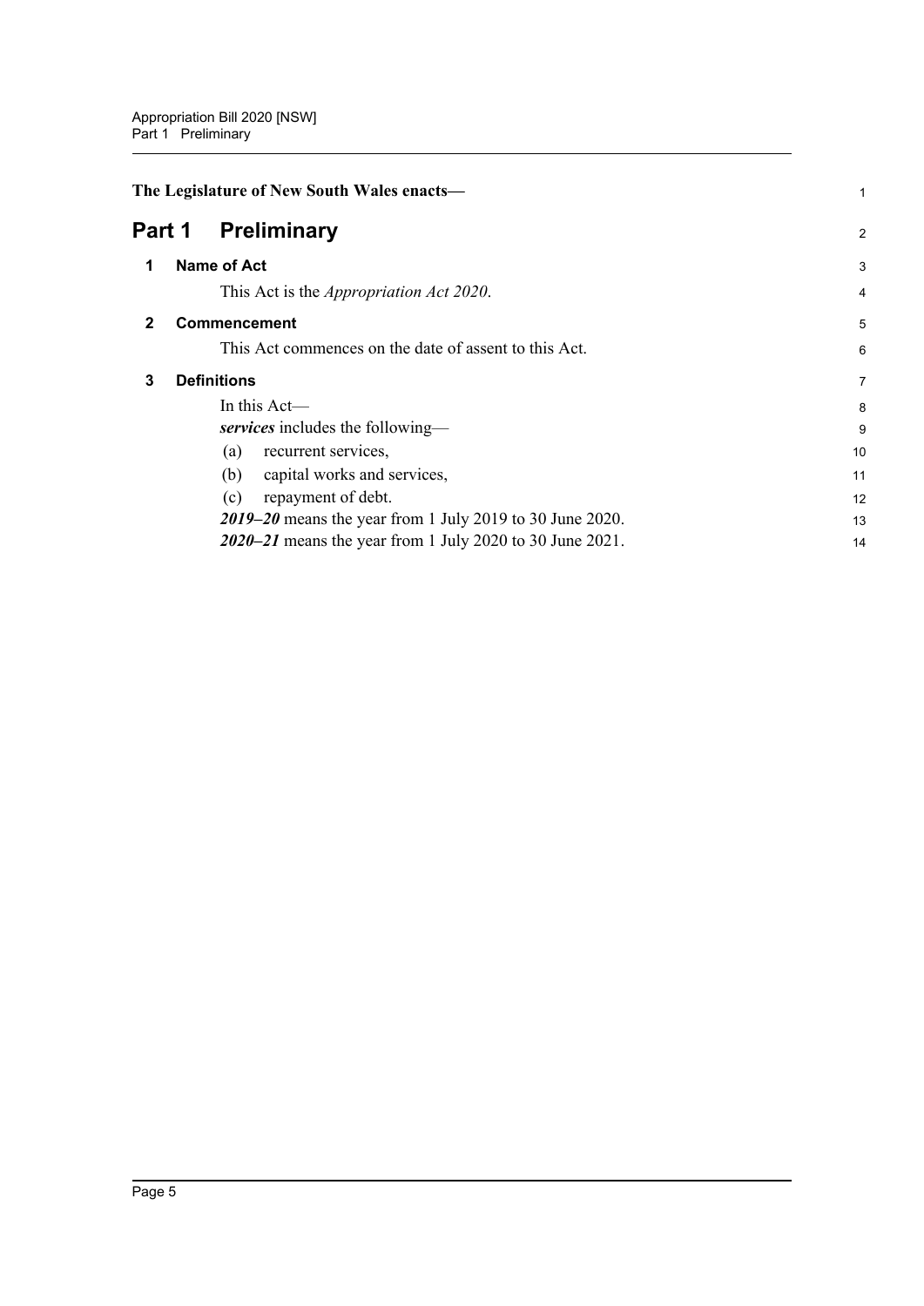**The Legislature of New South Wales enacts—**

# Part 1 Preliminary

## 1 Name of Act

This Act is the *Appropriation Act 2020*.

## 2 Commencement

This Act commences on the date of assent to this Act.

## 3 Definitions

In this Act—

***services*** includes the following—

(a) recurrent services,

(b) capital works and services,

(c) repayment of debt.

***2019–20*** means the year from 1 July 2019 to 30 June 2020.

***2020–21*** means the year from 1 July 2020 to 30 June 2021.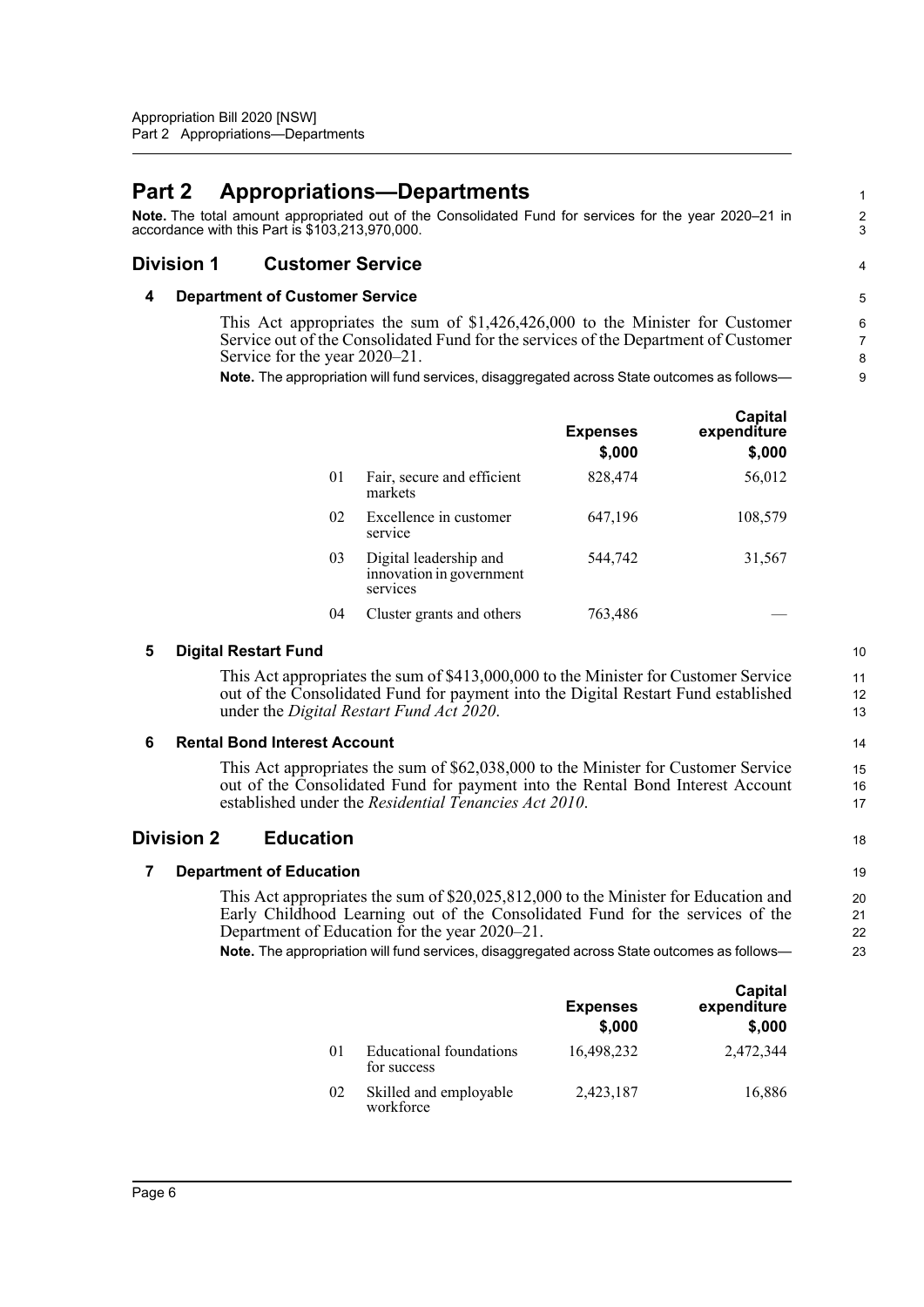# Part 2 Appropriations—Departments

**Note.** The total amount appropriated out of the Consolidated Fund for services for the year 2020–21 in accordance with this Part is $103,213,970,000.

## Division 1 Customer Service

### 4 Department of Customer Service

This Act appropriates the sum of $1,426,426,000 to the Minister for Customer Service out of the Consolidated Fund for the services of the Department of Customer Service for the year 2020–21.

**Note.** The appropriation will fund services, disaggregated across State outcomes as follows—

| | | Expenses $,000 | Capital expenditure $,000 |
|---|---|---|---|
| 01 | Fair, secure and efficient markets | 828,474 | 56,012 |
| 02 | Excellence in customer service | 647,196 | 108,579 |
| 03 | Digital leadership and innovation in government services | 544,742 | 31,567 |
| 04 | Cluster grants and others | 763,486 | — |

### 5 Digital Restart Fund

This Act appropriates the sum of $413,000,000 to the Minister for Customer Service out of the Consolidated Fund for payment into the Digital Restart Fund established under the *Digital Restart Fund Act 2020*.

### 6 Rental Bond Interest Account

This Act appropriates the sum of $62,038,000 to the Minister for Customer Service out of the Consolidated Fund for payment into the Rental Bond Interest Account established under the *Residential Tenancies Act 2010*.

## Division 2 Education

### 7 Department of Education

This Act appropriates the sum of $20,025,812,000 to the Minister for Education and Early Childhood Learning out of the Consolidated Fund for the services of the Department of Education for the year 2020–21.

**Note.** The appropriation will fund services, disaggregated across State outcomes as follows—

| | | Expenses $,000 | Capital expenditure $,000 |
|---|---|---|---|
| 01 | Educational foundations for success | 16,498,232 | 2,472,344 |
| 02 | Skilled and employable workforce | 2,423,187 | 16,886 |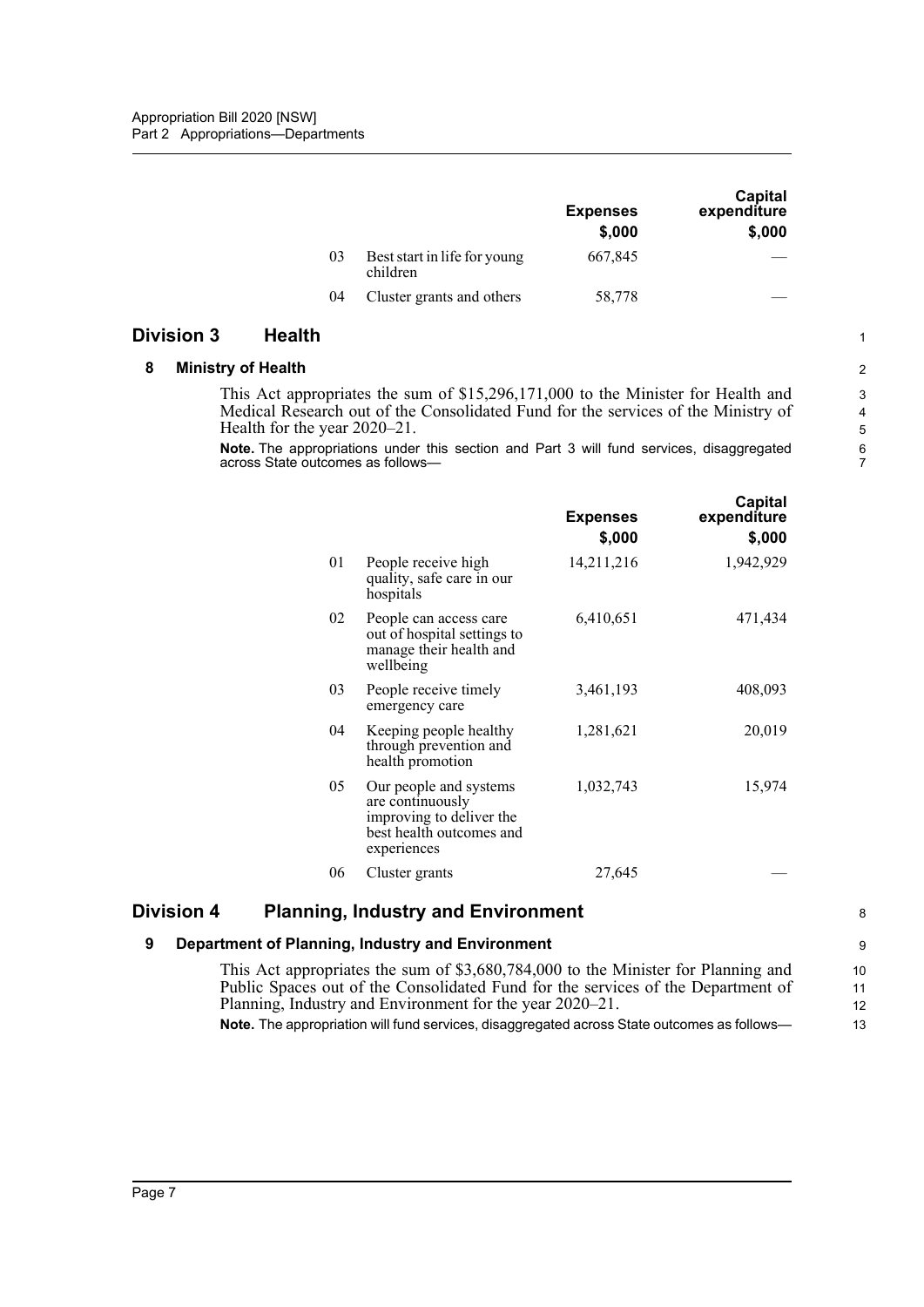| | | Expenses $,000 | Capital expenditure $,000 |
|---|---|---|---|
| 03 | Best start in life for young children | 667,845 | — |
| 04 | Cluster grants and others | 58,778 | — |

## Division 3 Health

### 8 Ministry of Health

This Act appropriates the sum of $15,296,171,000 to the Minister for Health and Medical Research out of the Consolidated Fund for the services of the Ministry of Health for the year 2020–21.

**Note.** The appropriations under this section and Part 3 will fund services, disaggregated across State outcomes as follows—

| | | Expenses $,000 | Capital expenditure $,000 |
|---|---|---|---|
| 01 | People receive high quality, safe care in our hospitals | 14,211,216 | 1,942,929 |
| 02 | People can access care out of hospital settings to manage their health and wellbeing | 6,410,651 | 471,434 |
| 03 | People receive timely emergency care | 3,461,193 | 408,093 |
| 04 | Keeping people healthy through prevention and health promotion | 1,281,621 | 20,019 |
| 05 | Our people and systems are continuously improving to deliver the best health outcomes and experiences | 1,032,743 | 15,974 |
| 06 | Cluster grants | 27,645 | — |

## Division 4 Planning, Industry and Environment

### 9 Department of Planning, Industry and Environment

This Act appropriates the sum of $3,680,784,000 to the Minister for Planning and Public Spaces out of the Consolidated Fund for the services of the Department of Planning, Industry and Environment for the year 2020–21.

**Note.** The appropriation will fund services, disaggregated across State outcomes as follows—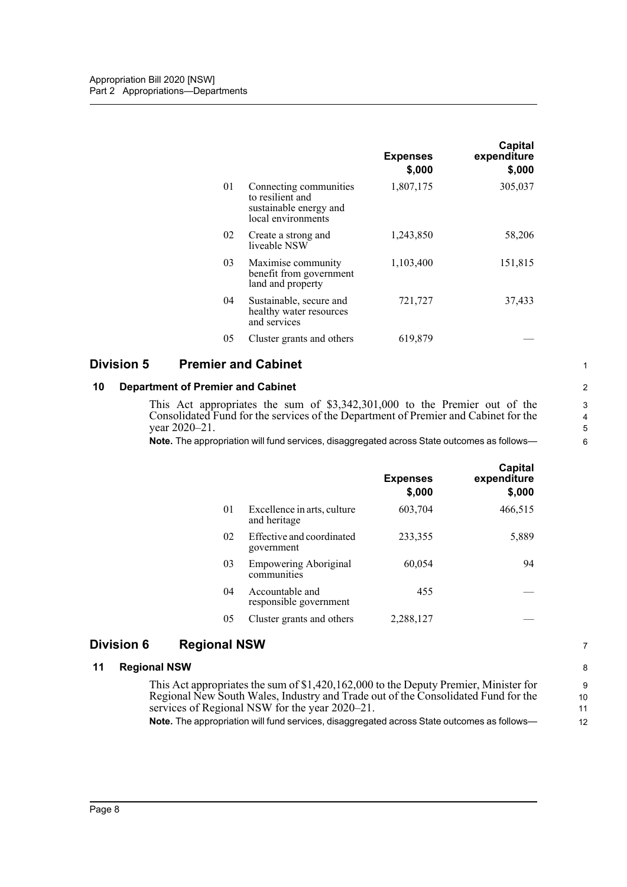| | | Expenses $,000 | Capital expenditure $,000 |
|---|---|---|---|
| 01 | Connecting communities to resilient and sustainable energy and local environments | 1,807,175 | 305,037 |
| 02 | Create a strong and liveable NSW | 1,243,850 | 58,206 |
| 03 | Maximise community benefit from government land and property | 1,103,400 | 151,815 |
| 04 | Sustainable, secure and healthy water resources and services | 721,727 | 37,433 |
| 05 | Cluster grants and others | 619,879 | — |

## Division 5 Premier and Cabinet

### 10 Department of Premier and Cabinet

This Act appropriates the sum of $3,342,301,000 to the Premier out of the Consolidated Fund for the services of the Department of Premier and Cabinet for the year 2020–21.

**Note.** The appropriation will fund services, disaggregated across State outcomes as follows—

| | | Expenses $,000 | Capital expenditure $,000 |
|---|---|---|---|
| 01 | Excellence in arts, culture and heritage | 603,704 | 466,515 |
| 02 | Effective and coordinated government | 233,355 | 5,889 |
| 03 | Empowering Aboriginal communities | 60,054 | 94 |
| 04 | Accountable and responsible government | 455 | — |
| 05 | Cluster grants and others | 2,288,127 | — |

## Division 6 Regional NSW

### 11 Regional NSW

This Act appropriates the sum of $1,420,162,000 to the Deputy Premier, Minister for Regional New South Wales, Industry and Trade out of the Consolidated Fund for the services of Regional NSW for the year 2020–21.

**Note.** The appropriation will fund services, disaggregated across State outcomes as follows—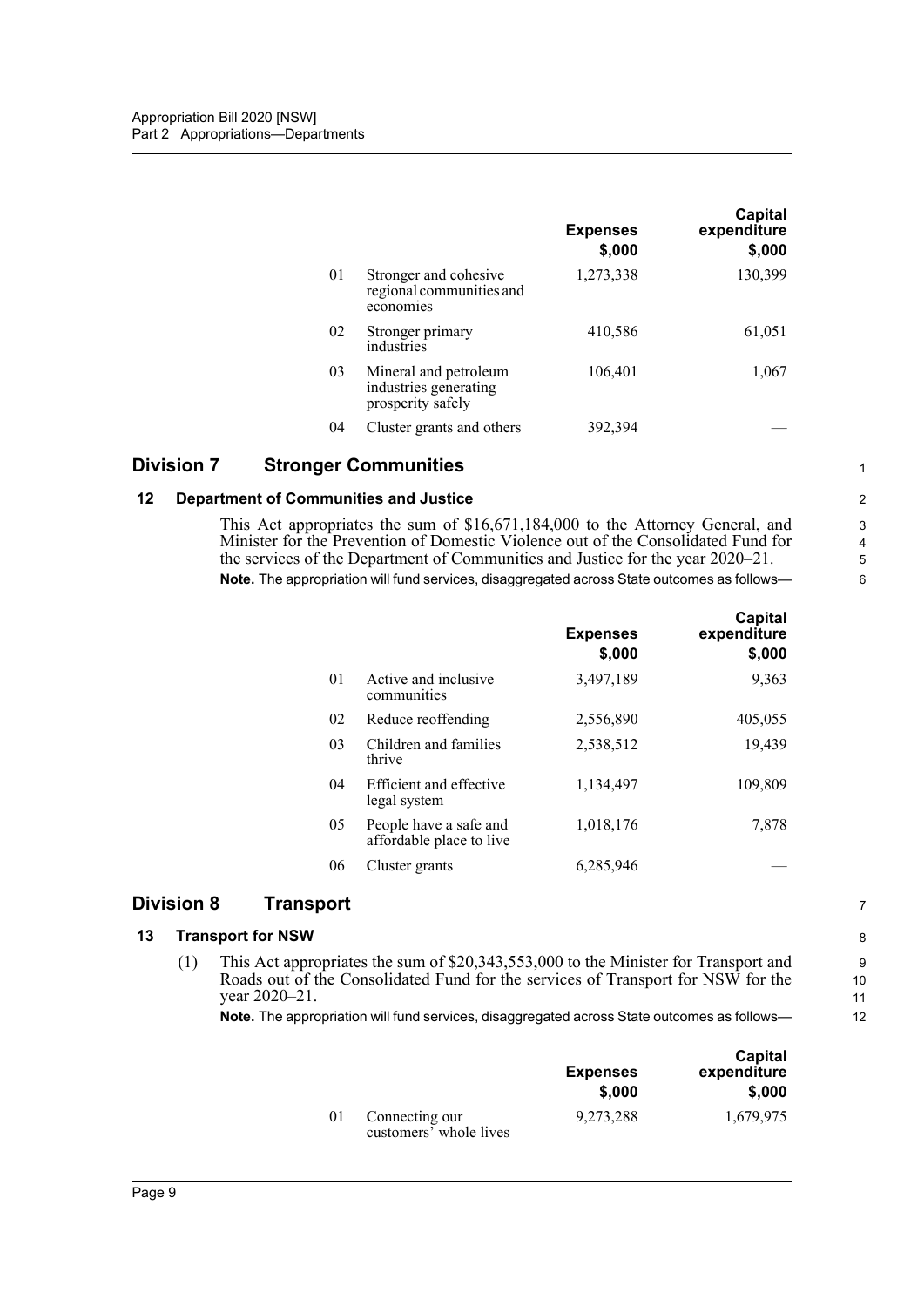| | | Expenses $,000 | Capital expenditure $,000 |
|---|---|---|---|
| 01 | Stronger and cohesive regional communities and economies | 1,273,338 | 130,399 |
| 02 | Stronger primary industries | 410,586 | 61,051 |
| 03 | Mineral and petroleum industries generating prosperity safely | 106,401 | 1,067 |
| 04 | Cluster grants and others | 392,394 | — |

## Division 7 Stronger Communities

### 12 Department of Communities and Justice

This Act appropriates the sum of $16,671,184,000 to the Attorney General, and Minister for the Prevention of Domestic Violence out of the Consolidated Fund for the services of the Department of Communities and Justice for the year 2020–21.

**Note.** The appropriation will fund services, disaggregated across State outcomes as follows—

| | | Expenses $,000 | Capital expenditure $,000 |
|---|---|---|---|
| 01 | Active and inclusive communities | 3,497,189 | 9,363 |
| 02 | Reduce reoffending | 2,556,890 | 405,055 |
| 03 | Children and families thrive | 2,538,512 | 19,439 |
| 04 | Efficient and effective legal system | 1,134,497 | 109,809 |
| 05 | People have a safe and affordable place to live | 1,018,176 | 7,878 |
| 06 | Cluster grants | 6,285,946 | — |

## Division 8 Transport

### 13 Transport for NSW

(1) This Act appropriates the sum of $20,343,553,000 to the Minister for Transport and Roads out of the Consolidated Fund for the services of Transport for NSW for the year 2020–21.

**Note.** The appropriation will fund services, disaggregated across State outcomes as follows—

| | | Expenses $,000 | Capital expenditure $,000 |
|---|---|---|---|
| 01 | Connecting our customers' whole lives | 9,273,288 | 1,679,975 |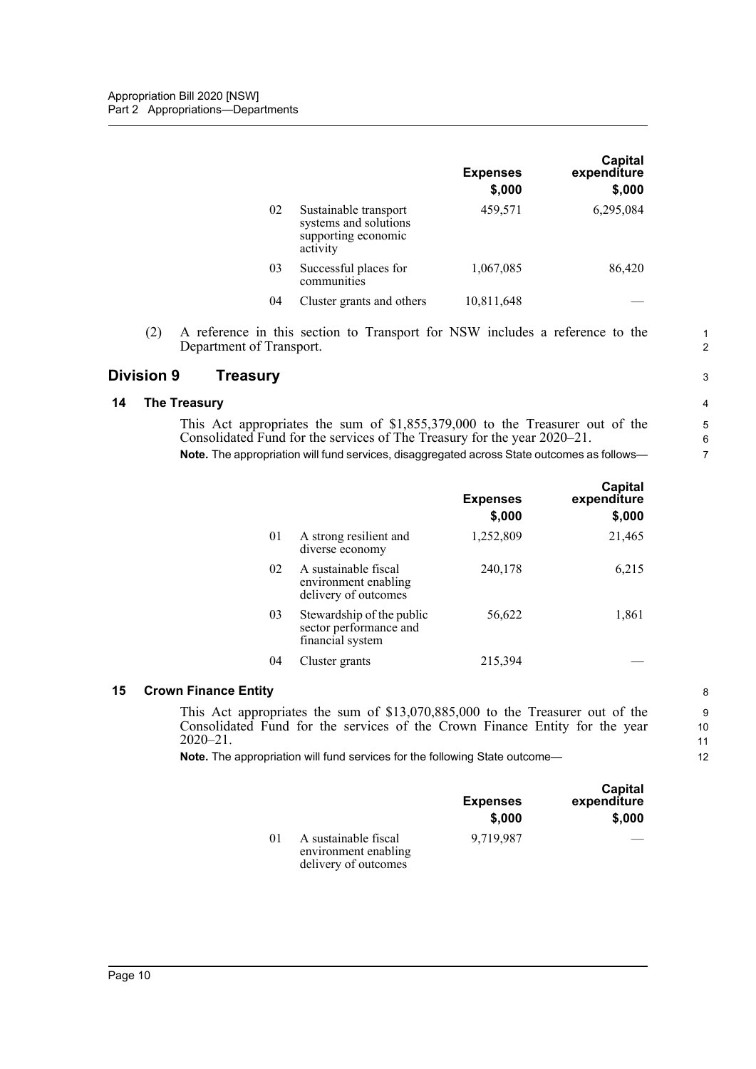| | | Expenses $,000 | Capital expenditure $,000 |
|---|---|---|---|
| 02 | Sustainable transport systems and solutions supporting economic activity | 459,571 | 6,295,084 |
| 03 | Successful places for communities | 1,067,085 | 86,420 |
| 04 | Cluster grants and others | 10,811,648 | — |

(2) A reference in this section to Transport for NSW includes a reference to the Department of Transport.

## Division 9 Treasury

### 14 The Treasury

This Act appropriates the sum of $1,855,379,000 to the Treasurer out of the Consolidated Fund for the services of The Treasury for the year 2020–21.

**Note.** The appropriation will fund services, disaggregated across State outcomes as follows—

| | | Expenses $,000 | Capital expenditure $,000 |
|---|---|---|---|
| 01 | A strong resilient and diverse economy | 1,252,809 | 21,465 |
| 02 | A sustainable fiscal environment enabling delivery of outcomes | 240,178 | 6,215 |
| 03 | Stewardship of the public sector performance and financial system | 56,622 | 1,861 |
| 04 | Cluster grants | 215,394 | — |

### 15 Crown Finance Entity

This Act appropriates the sum of $13,070,885,000 to the Treasurer out of the Consolidated Fund for the services of the Crown Finance Entity for the year 2020–21.

**Note.** The appropriation will fund services for the following State outcome—

| | | Expenses $,000 | Capital expenditure $,000 |
|---|---|---|---|
| 01 | A sustainable fiscal environment enabling delivery of outcomes | 9,719,987 | — |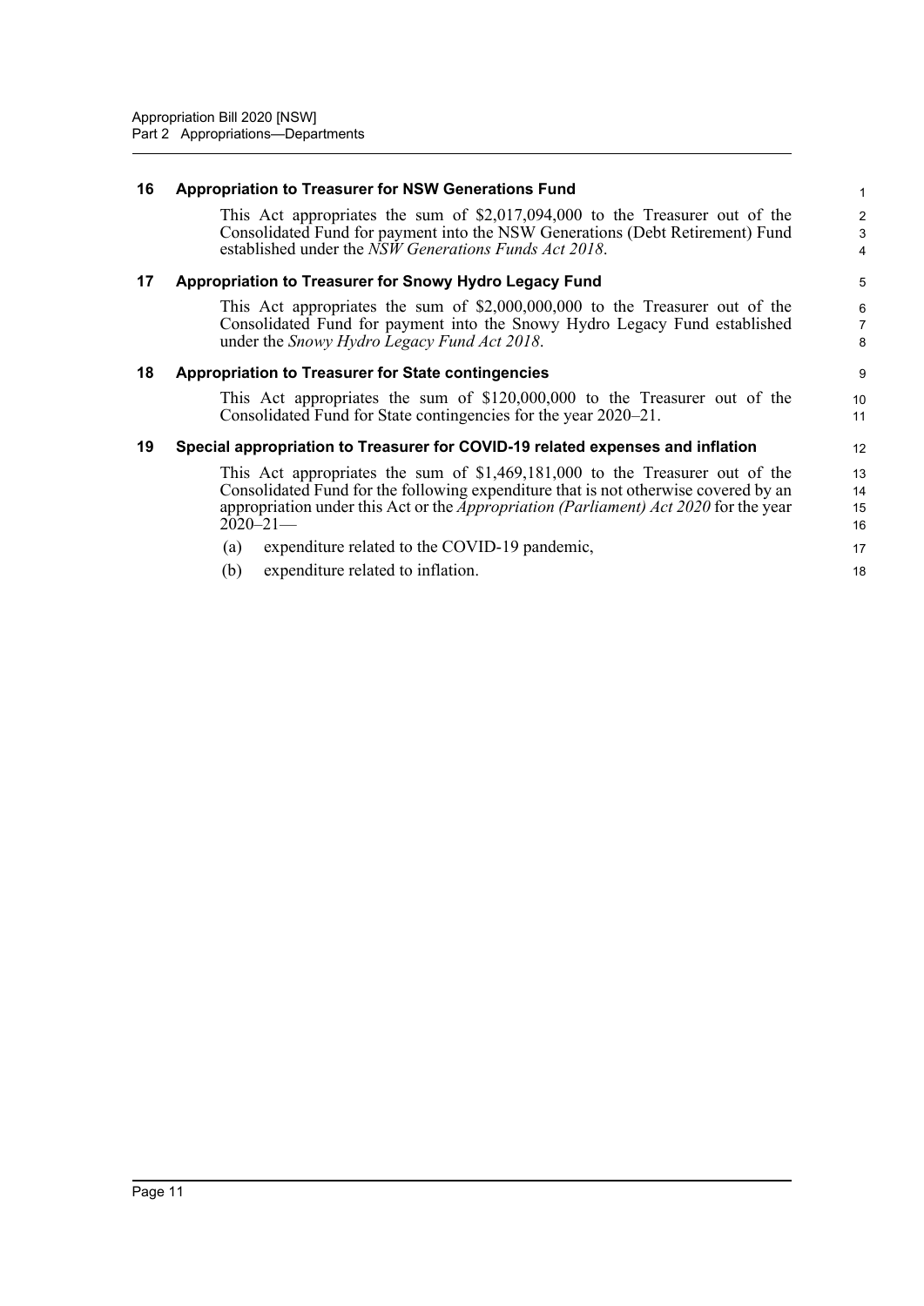### 16 Appropriation to Treasurer for NSW Generations Fund

This Act appropriates the sum of $2,017,094,000 to the Treasurer out of the Consolidated Fund for payment into the NSW Generations (Debt Retirement) Fund established under the *NSW Generations Funds Act 2018*.

### 17 Appropriation to Treasurer for Snowy Hydro Legacy Fund

This Act appropriates the sum of $2,000,000,000 to the Treasurer out of the Consolidated Fund for payment into the Snowy Hydro Legacy Fund established under the *Snowy Hydro Legacy Fund Act 2018*.

### 18 Appropriation to Treasurer for State contingencies

This Act appropriates the sum of $120,000,000 to the Treasurer out of the Consolidated Fund for State contingencies for the year 2020–21.

### 19 Special appropriation to Treasurer for COVID-19 related expenses and inflation

This Act appropriates the sum of $1,469,181,000 to the Treasurer out of the Consolidated Fund for the following expenditure that is not otherwise covered by an appropriation under this Act or the *Appropriation (Parliament) Act 2020* for the year 2020–21—

(a) expenditure related to the COVID-19 pandemic,

(b) expenditure related to inflation.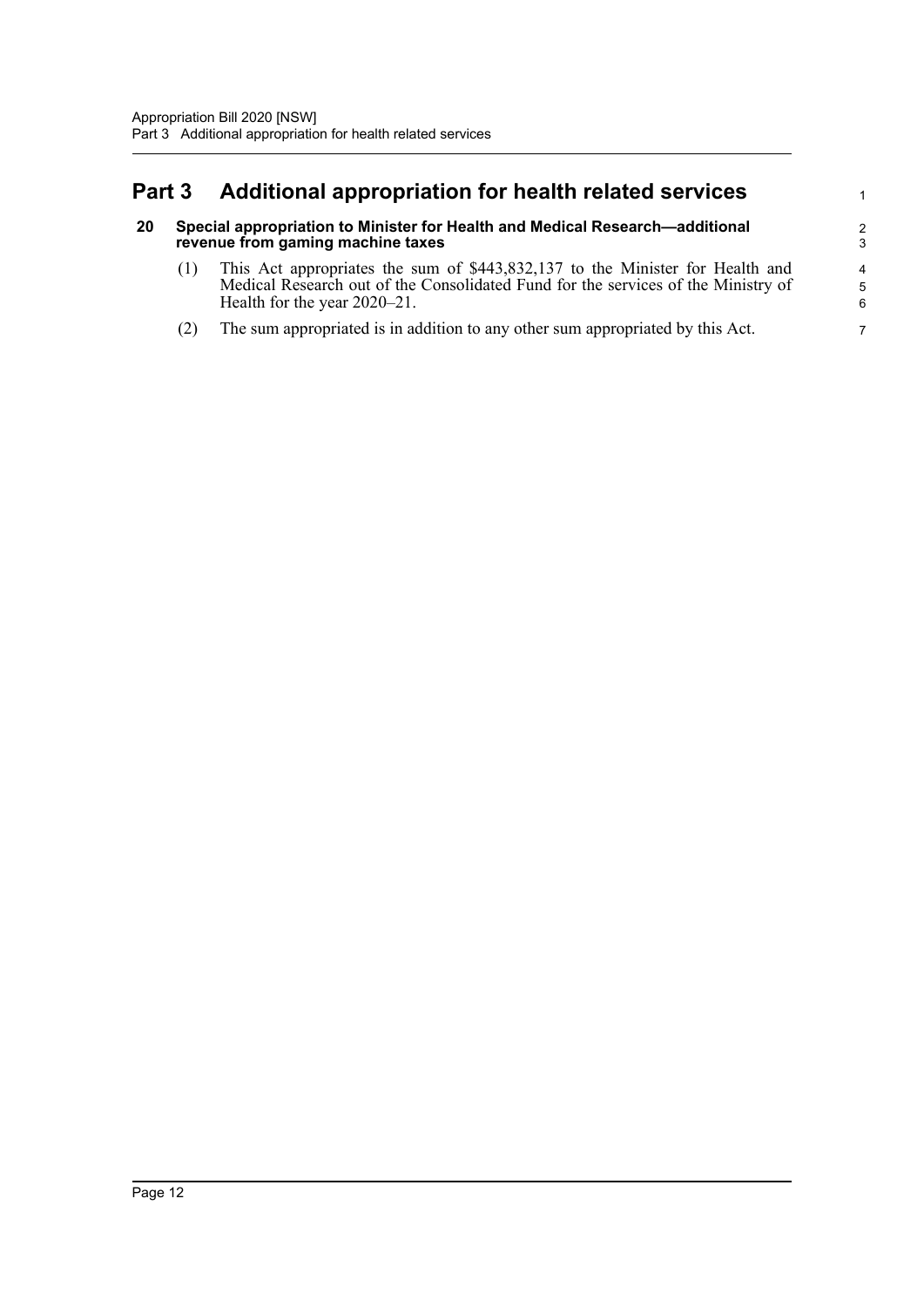# Part 3 Additional appropriation for health related services

## 20 Special appropriation to Minister for Health and Medical Research—additional revenue from gaming machine taxes

(1) This Act appropriates the sum of $443,832,137 to the Minister for Health and Medical Research out of the Consolidated Fund for the services of the Ministry of Health for the year 2020–21.

(2) The sum appropriated is in addition to any other sum appropriated by this Act.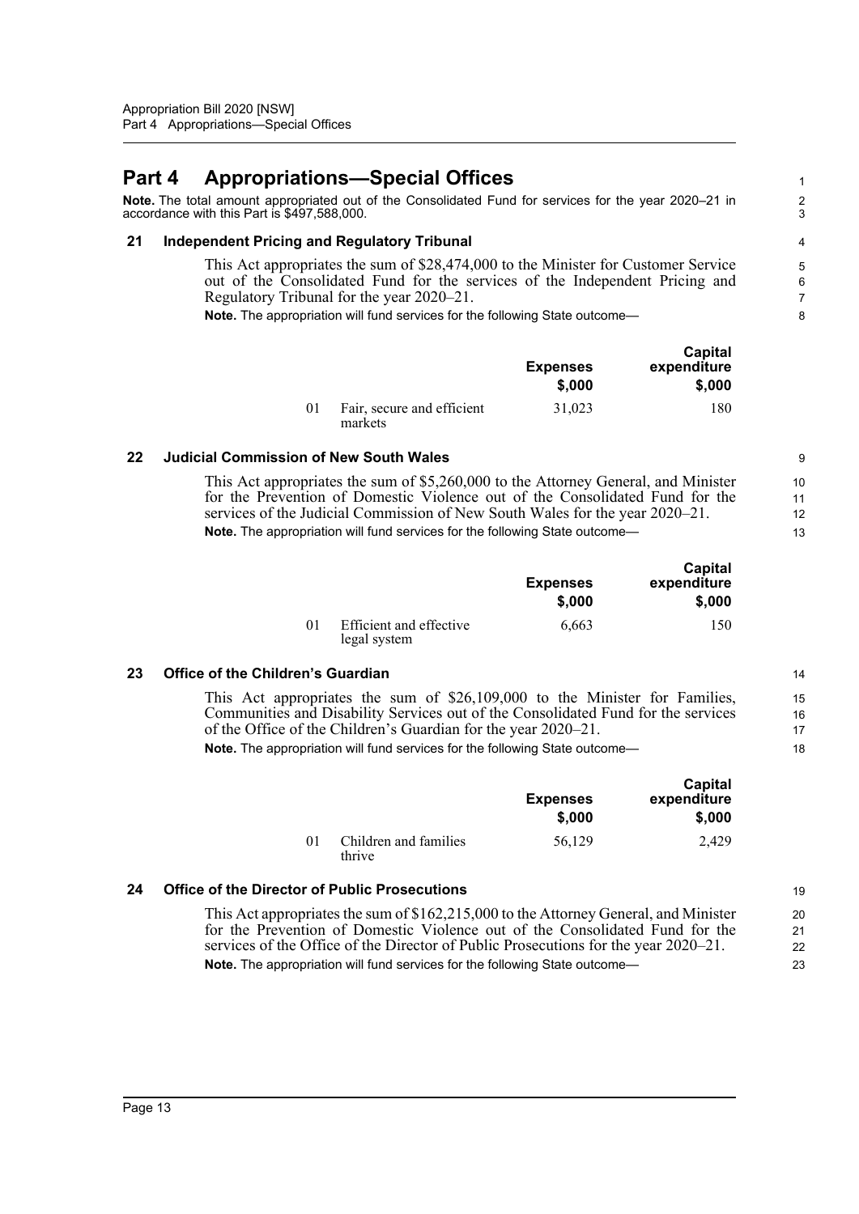# Part 4 Appropriations—Special Offices

**Note.** The total amount appropriated out of the Consolidated Fund for services for the year 2020–21 in accordance with this Part is $497,588,000.

### 21 Independent Pricing and Regulatory Tribunal

This Act appropriates the sum of $28,474,000 to the Minister for Customer Service out of the Consolidated Fund for the services of the Independent Pricing and Regulatory Tribunal for the year 2020–21.

**Note.** The appropriation will fund services for the following State outcome—

| | | Expenses $,000 | Capital expenditure $,000 |
|---|---|---|---|
| 01 | Fair, secure and efficient markets | 31,023 | 180 |

### 22 Judicial Commission of New South Wales

This Act appropriates the sum of $5,260,000 to the Attorney General, and Minister for the Prevention of Domestic Violence out of the Consolidated Fund for the services of the Judicial Commission of New South Wales for the year 2020–21.

**Note.** The appropriation will fund services for the following State outcome—

| | | Expenses $,000 | Capital expenditure $,000 |
|---|---|---|---|
| 01 | Efficient and effective legal system | 6,663 | 150 |

### 23 Office of the Children's Guardian

This Act appropriates the sum of $26,109,000 to the Minister for Families, Communities and Disability Services out of the Consolidated Fund for the services of the Office of the Children's Guardian for the year 2020–21.

**Note.** The appropriation will fund services for the following State outcome—

| | | Expenses $,000 | Capital expenditure $,000 |
|---|---|---|---|
| 01 | Children and families thrive | 56,129 | 2,429 |

### 24 Office of the Director of Public Prosecutions

This Act appropriates the sum of $162,215,000 to the Attorney General, and Minister for the Prevention of Domestic Violence out of the Consolidated Fund for the services of the Office of the Director of Public Prosecutions for the year 2020–21.

**Note.** The appropriation will fund services for the following State outcome—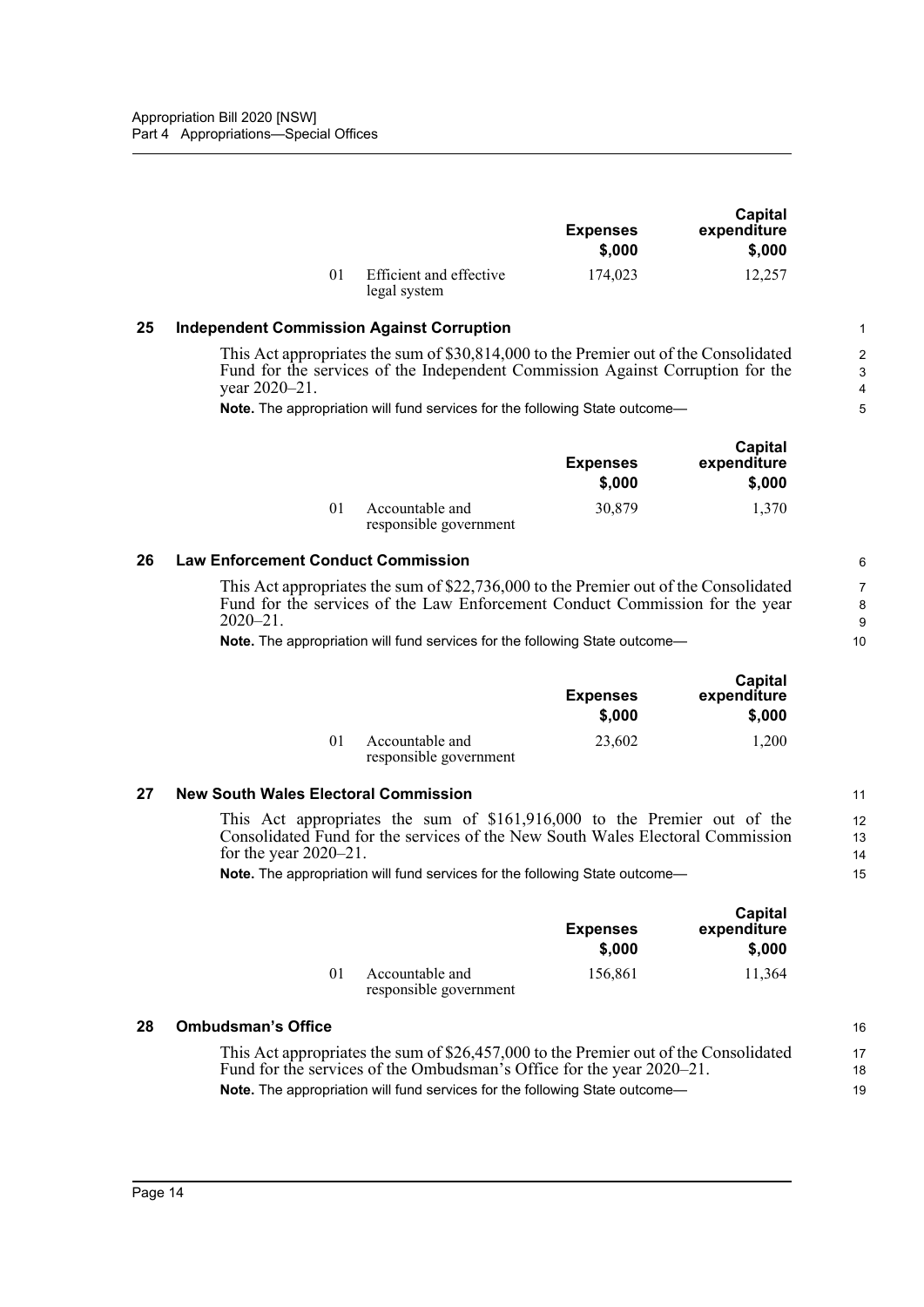| | | Expenses $,000 | Capital expenditure $,000 |
|---|---|---|---|
| 01 | Efficient and effective legal system | 174,023 | 12,257 |

## 25 Independent Commission Against Corruption

This Act appropriates the sum of $30,814,000 to the Premier out of the Consolidated Fund for the services of the Independent Commission Against Corruption for the year 2020–21.

**Note.** The appropriation will fund services for the following State outcome—

| | | Expenses $,000 | Capital expenditure $,000 |
|---|---|---|---|
| 01 | Accountable and responsible government | 30,879 | 1,370 |

## 26 Law Enforcement Conduct Commission

This Act appropriates the sum of $22,736,000 to the Premier out of the Consolidated Fund for the services of the Law Enforcement Conduct Commission for the year 2020–21.

**Note.** The appropriation will fund services for the following State outcome—

| | | Expenses $,000 | Capital expenditure $,000 |
|---|---|---|---|
| 01 | Accountable and responsible government | 23,602 | 1,200 |

## 27 New South Wales Electoral Commission

This Act appropriates the sum of $161,916,000 to the Premier out of the Consolidated Fund for the services of the New South Wales Electoral Commission for the year 2020–21.

**Note.** The appropriation will fund services for the following State outcome—

| | | Expenses $,000 | Capital expenditure $,000 |
|---|---|---|---|
| 01 | Accountable and responsible government | 156,861 | 11,364 |

## 28 Ombudsman's Office

This Act appropriates the sum of $26,457,000 to the Premier out of the Consolidated Fund for the services of the Ombudsman's Office for the year 2020–21.

**Note.** The appropriation will fund services for the following State outcome—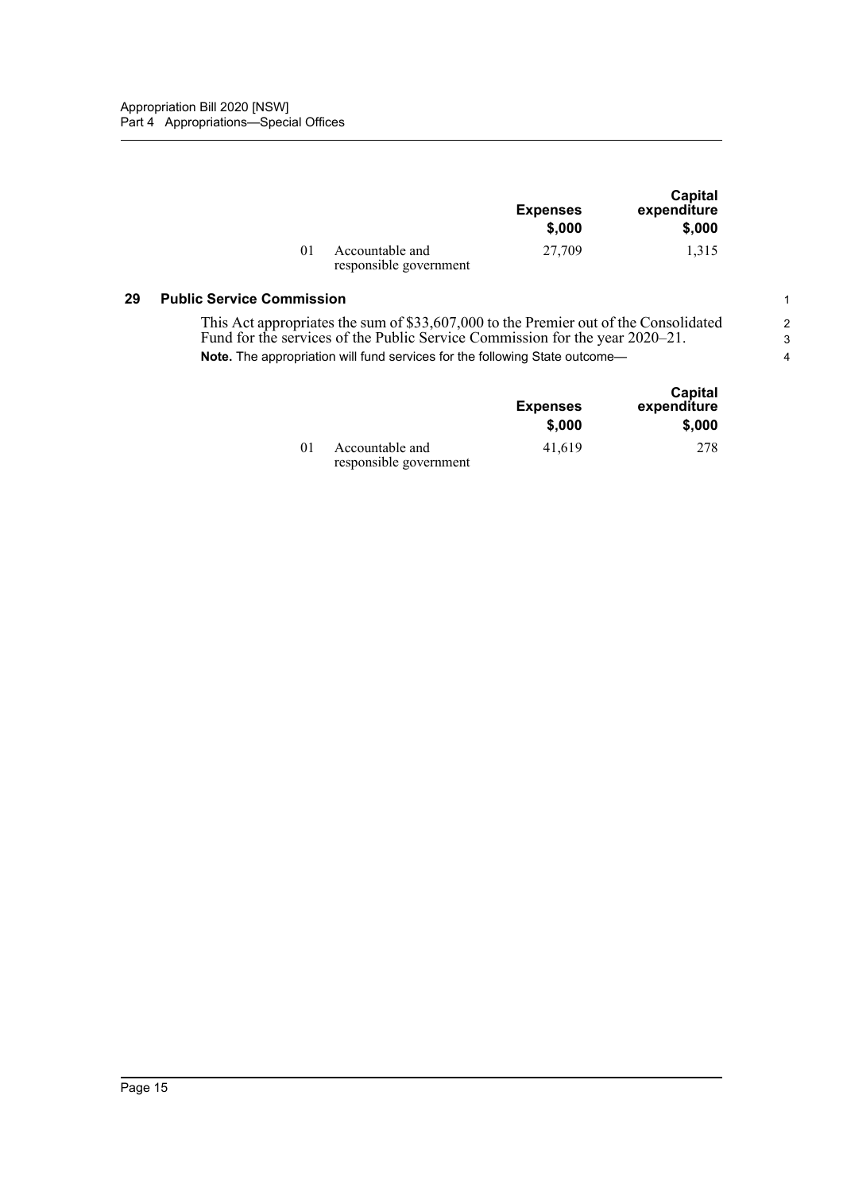| | | Expenses $,000 | Capital expenditure $,000 |
|---|---|---|---|
| 01 | Accountable and responsible government | 27,709 | 1,315 |

## 29 Public Service Commission

This Act appropriates the sum of $33,607,000 to the Premier out of the Consolidated Fund for the services of the Public Service Commission for the year 2020–21.

**Note.** The appropriation will fund services for the following State outcome—

| | | Expenses $,000 | Capital expenditure $,000 |
|---|---|---|---|
| 01 | Accountable and responsible government | 41,619 | 278 |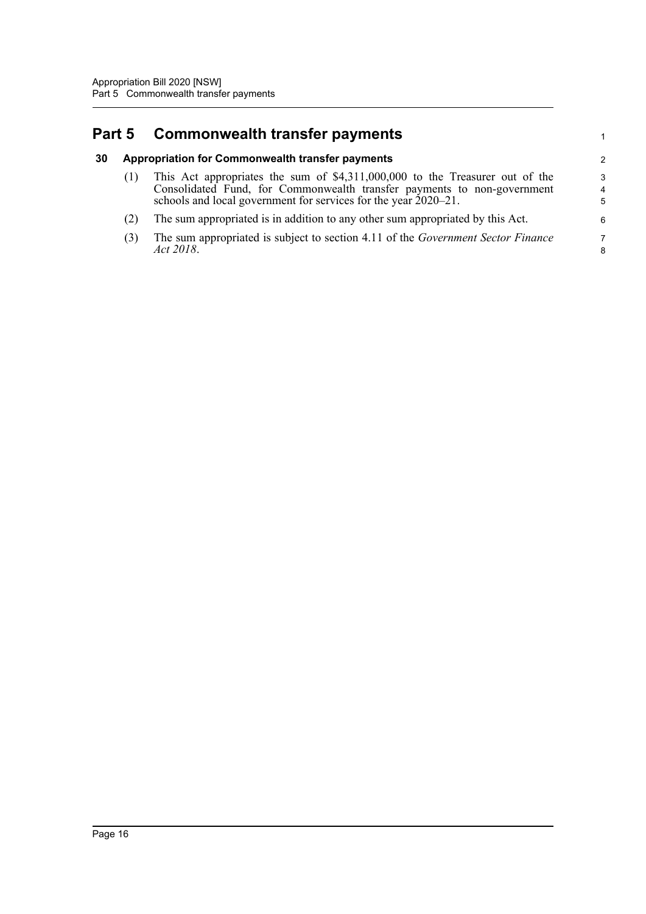# Part 5 Commonwealth transfer payments

## 30 Appropriation for Commonwealth transfer payments

(1) This Act appropriates the sum of $4,311,000,000 to the Treasurer out of the Consolidated Fund, for Commonwealth transfer payments to non-government schools and local government for services for the year 2020–21.

(2) The sum appropriated is in addition to any other sum appropriated by this Act.

(3) The sum appropriated is subject to section 4.11 of the *Government Sector Finance Act 2018*.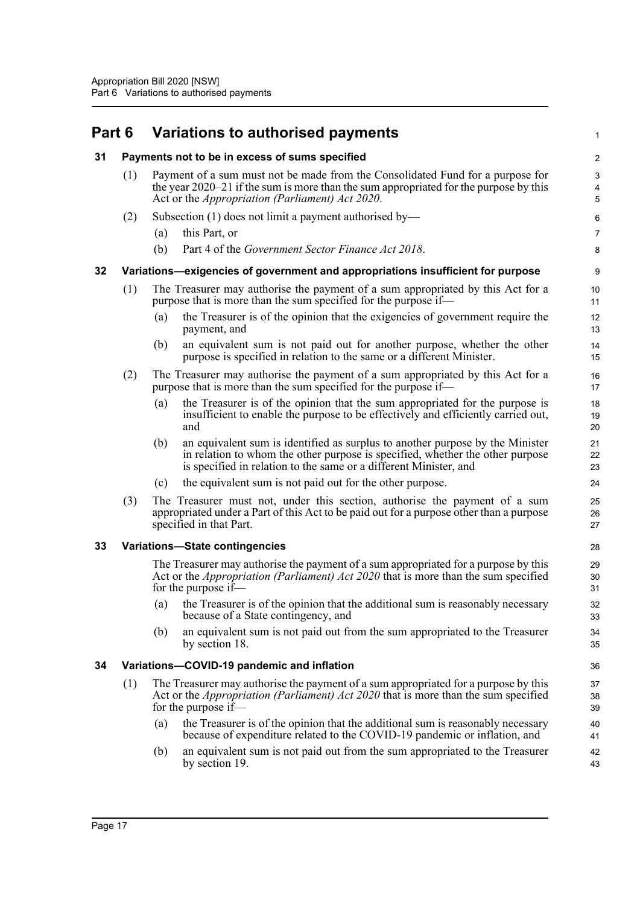# Part 6 Variations to authorised payments

## 31 Payments not to be in excess of sums specified

(1) Payment of a sum must not be made from the Consolidated Fund for a purpose for the year 2020–21 if the sum is more than the sum appropriated for the purpose by this Act or the *Appropriation (Parliament) Act 2020*.

(2) Subsection (1) does not limit a payment authorised by—

- (a) this Part, or
- (b) Part 4 of the *Government Sector Finance Act 2018*.

## 32 Variations—exigencies of government and appropriations insufficient for purpose

(1) The Treasurer may authorise the payment of a sum appropriated by this Act for a purpose that is more than the sum specified for the purpose if—

- (a) the Treasurer is of the opinion that the exigencies of government require the payment, and
- (b) an equivalent sum is not paid out for another purpose, whether the other purpose is specified in relation to the same or a different Minister.

(2) The Treasurer may authorise the payment of a sum appropriated by this Act for a purpose that is more than the sum specified for the purpose if—

- (a) the Treasurer is of the opinion that the sum appropriated for the purpose is insufficient to enable the purpose to be effectively and efficiently carried out, and
- (b) an equivalent sum is identified as surplus to another purpose by the Minister in relation to whom the other purpose is specified, whether the other purpose is specified in relation to the same or a different Minister, and
- (c) the equivalent sum is not paid out for the other purpose.

(3) The Treasurer must not, under this section, authorise the payment of a sum appropriated under a Part of this Act to be paid out for a purpose other than a purpose specified in that Part.

## 33 Variations—State contingencies

The Treasurer may authorise the payment of a sum appropriated for a purpose by this Act or the *Appropriation (Parliament) Act 2020* that is more than the sum specified for the purpose if—

- (a) the Treasurer is of the opinion that the additional sum is reasonably necessary because of a State contingency, and
- (b) an equivalent sum is not paid out from the sum appropriated to the Treasurer by section 18.

## 34 Variations—COVID-19 pandemic and inflation

(1) The Treasurer may authorise the payment of a sum appropriated for a purpose by this Act or the *Appropriation (Parliament) Act 2020* that is more than the sum specified for the purpose if—

- (a) the Treasurer is of the opinion that the additional sum is reasonably necessary because of expenditure related to the COVID-19 pandemic or inflation, and
- (b) an equivalent sum is not paid out from the sum appropriated to the Treasurer by section 19.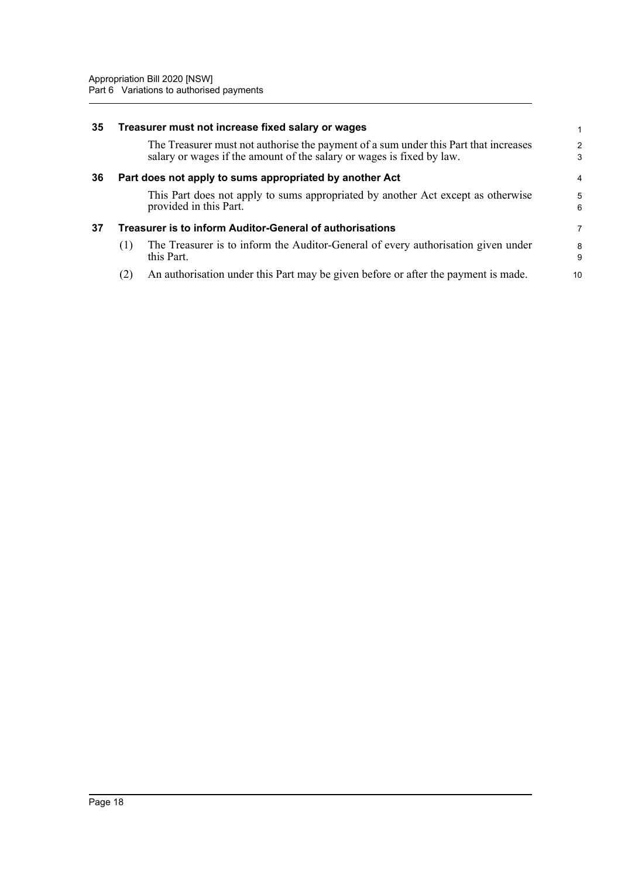### 35 Treasurer must not increase fixed salary or wages

The Treasurer must not authorise the payment of a sum under this Part that increases salary or wages if the amount of the salary or wages is fixed by law.

### 36 Part does not apply to sums appropriated by another Act

This Part does not apply to sums appropriated by another Act except as otherwise provided in this Part.

### 37 Treasurer is to inform Auditor-General of authorisations

(1) The Treasurer is to inform the Auditor-General of every authorisation given under this Part.

(2) An authorisation under this Part may be given before or after the payment is made.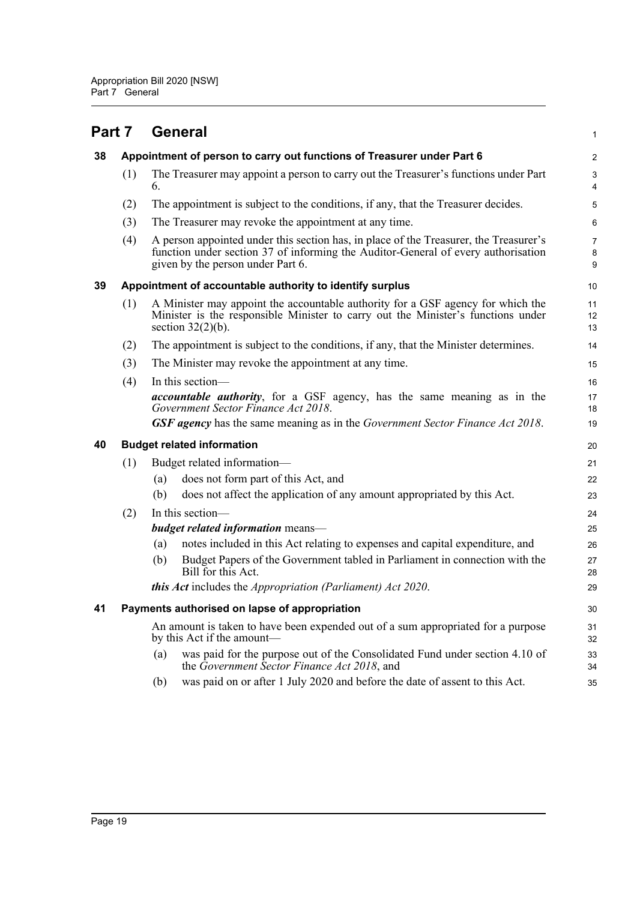# Part 7 General

## 38 Appointment of person to carry out functions of Treasurer under Part 6

(1) The Treasurer may appoint a person to carry out the Treasurer's functions under Part 6.

(2) The appointment is subject to the conditions, if any, that the Treasurer decides.

(3) The Treasurer may revoke the appointment at any time.

(4) A person appointed under this section has, in place of the Treasurer, the Treasurer's function under section 37 of informing the Auditor-General of every authorisation given by the person under Part 6.

## 39 Appointment of accountable authority to identify surplus

(1) A Minister may appoint the accountable authority for a GSF agency for which the Minister is the responsible Minister to carry out the Minister's functions under section 32(2)(b).

(2) The appointment is subject to the conditions, if any, that the Minister determines.

(3) The Minister may revoke the appointment at any time.

(4) In this section—

***accountable authority***, for a GSF agency, has the same meaning as in the *Government Sector Finance Act 2018*.

***GSF agency*** has the same meaning as in the *Government Sector Finance Act 2018*.

## 40 Budget related information

(1) Budget related information—

(a) does not form part of this Act, and

(b) does not affect the application of any amount appropriated by this Act.

(2) In this section—

***budget related information*** means—

(a) notes included in this Act relating to expenses and capital expenditure, and

(b) Budget Papers of the Government tabled in Parliament in connection with the Bill for this Act.

***this Act*** includes the *Appropriation (Parliament) Act 2020*.

## 41 Payments authorised on lapse of appropriation

An amount is taken to have been expended out of a sum appropriated for a purpose by this Act if the amount—

(a) was paid for the purpose out of the Consolidated Fund under section 4.10 of the *Government Sector Finance Act 2018*, and

(b) was paid on or after 1 July 2020 and before the date of assent to this Act.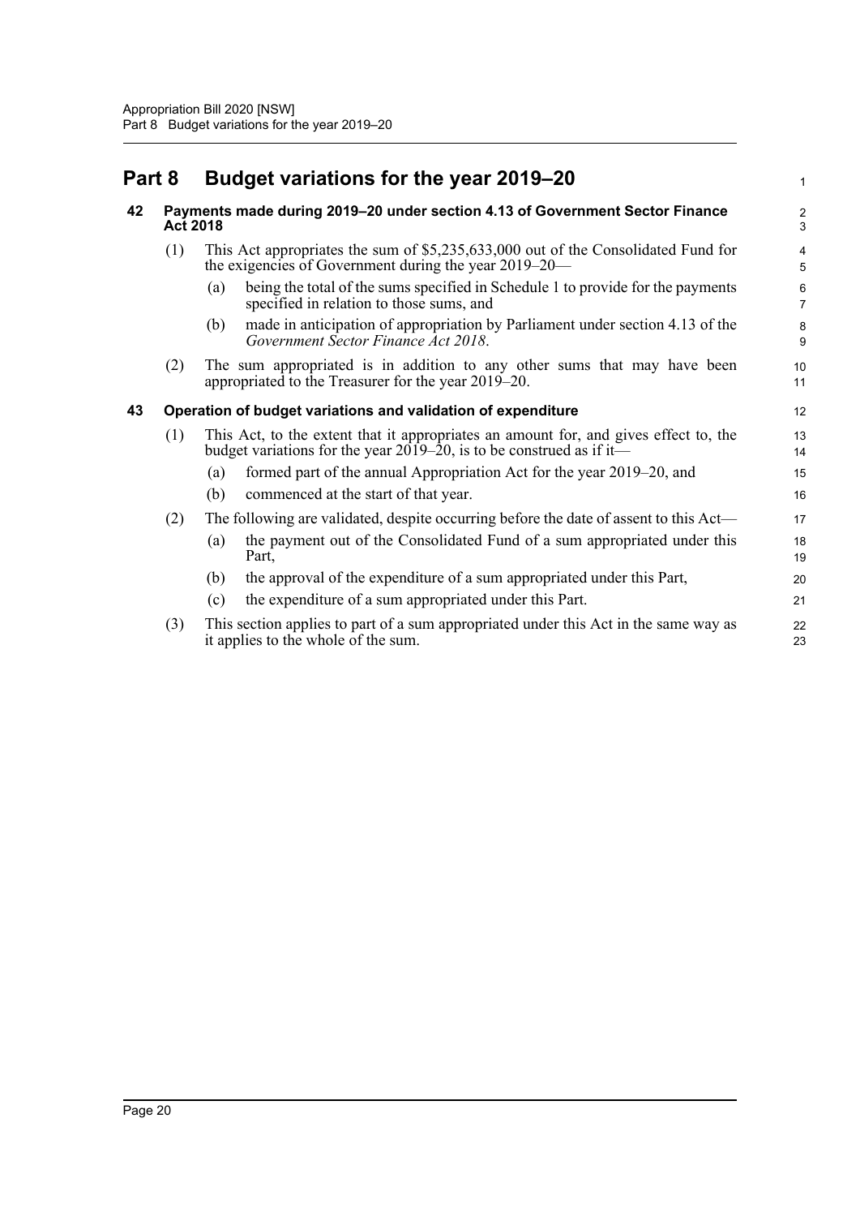# Part 8 Budget variations for the year 2019–20

## 42 Payments made during 2019–20 under section 4.13 of Government Sector Finance Act 2018

(1) This Act appropriates the sum of $5,235,633,000 out of the Consolidated Fund for the exigencies of Government during the year 2019–20—

- (a) being the total of the sums specified in Schedule 1 to provide for the payments specified in relation to those sums, and
- (b) made in anticipation of appropriation by Parliament under section 4.13 of the *Government Sector Finance Act 2018*.

(2) The sum appropriated is in addition to any other sums that may have been appropriated to the Treasurer for the year 2019–20.

## 43 Operation of budget variations and validation of expenditure

(1) This Act, to the extent that it appropriates an amount for, and gives effect to, the budget variations for the year 2019–20, is to be construed as if it—

- (a) formed part of the annual Appropriation Act for the year 2019–20, and
- (b) commenced at the start of that year.

(2) The following are validated, despite occurring before the date of assent to this Act—

- (a) the payment out of the Consolidated Fund of a sum appropriated under this Part,
- (b) the approval of the expenditure of a sum appropriated under this Part,
- (c) the expenditure of a sum appropriated under this Part.

(3) This section applies to part of a sum appropriated under this Act in the same way as it applies to the whole of the sum.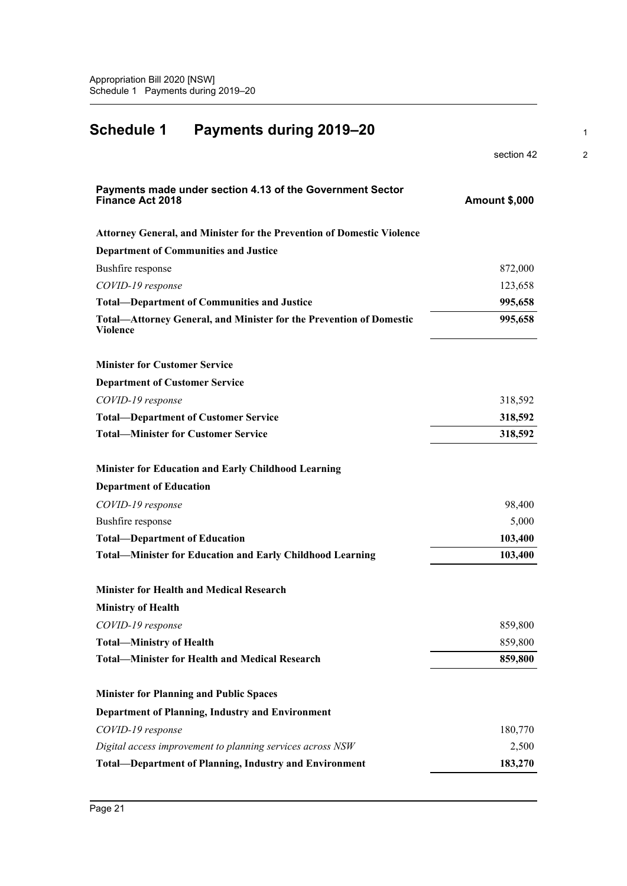# Schedule 1 Payments during 2019–20

section 42

| Payments made under section 4.13 of the Government Sector Finance Act 2018 | Amount $,000 |
|---|---|
| **Attorney General, and Minister for the Prevention of Domestic Violence** | |
| **Department of Communities and Justice** | |
| Bushfire response | 872,000 |
| *COVID-19 response* | 123,658 |
| **Total—Department of Communities and Justice** | **995,658** |
| **Total—Attorney General, and Minister for the Prevention of Domestic Violence** | **995,658** |
| **Minister for Customer Service** | |
| **Department of Customer Service** | |
| *COVID-19 response* | 318,592 |
| **Total—Department of Customer Service** | **318,592** |
| **Total—Minister for Customer Service** | **318,592** |
| **Minister for Education and Early Childhood Learning** | |
| **Department of Education** | |
| *COVID-19 response* | 98,400 |
| Bushfire response | 5,000 |
| **Total—Department of Education** | **103,400** |
| **Total—Minister for Education and Early Childhood Learning** | **103,400** |
| **Minister for Health and Medical Research** | |
| **Ministry of Health** | |
| *COVID-19 response* | 859,800 |
| **Total—Ministry of Health** | 859,800 |
| **Total—Minister for Health and Medical Research** | **859,800** |
| **Minister for Planning and Public Spaces** | |
| **Department of Planning, Industry and Environment** | |
| *COVID-19 response* | 180,770 |
| *Digital access improvement to planning services across NSW* | 2,500 |
| **Total—Department of Planning, Industry and Environment** | **183,270** |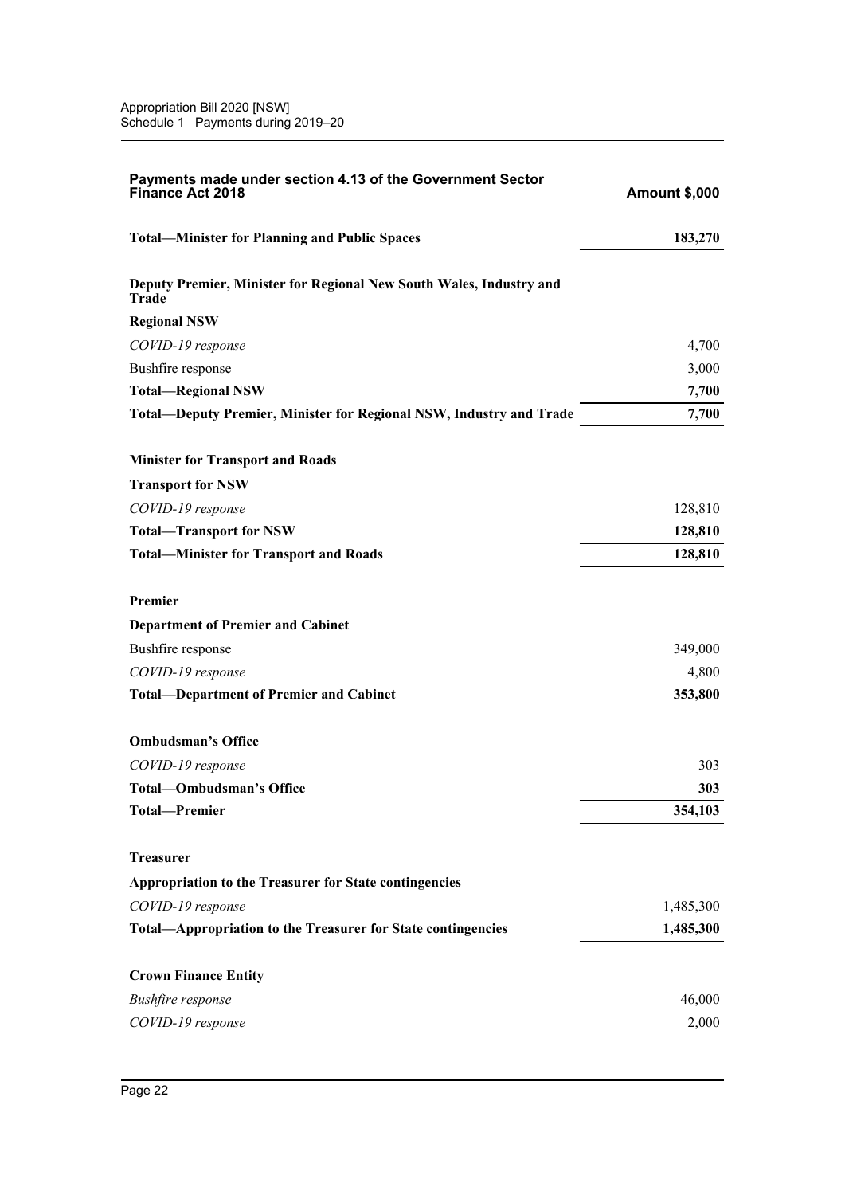| Payments made under section 4.13 of the Government Sector Finance Act 2018 | Amount $,000 |
| --- | --- |
| **Total—Minister for Planning and Public Spaces** | **183,270** |
| | |
| **Deputy Premier, Minister for Regional New South Wales, Industry and Trade** | |
| **Regional NSW** | |
| *COVID-19 response* | 4,700 |
| Bushfire response | 3,000 |
| **Total—Regional NSW** | **7,700** |
| **Total—Deputy Premier, Minister for Regional NSW, Industry and Trade** | **7,700** |
| | |
| **Minister for Transport and Roads** | |
| **Transport for NSW** | |
| *COVID-19 response* | 128,810 |
| **Total—Transport for NSW** | **128,810** |
| **Total—Minister for Transport and Roads** | **128,810** |
| | |
| **Premier** | |
| **Department of Premier and Cabinet** | |
| Bushfire response | 349,000 |
| *COVID-19 response* | 4,800 |
| **Total—Department of Premier and Cabinet** | **353,800** |
| | |
| **Ombudsman's Office** | |
| *COVID-19 response* | 303 |
| **Total—Ombudsman's Office** | **303** |
| **Total—Premier** | **354,103** |
| | |
| **Treasurer** | |
| **Appropriation to the Treasurer for State contingencies** | |
| *COVID-19 response* | 1,485,300 |
| **Total—Appropriation to the Treasurer for State contingencies** | **1,485,300** |
| | |
| **Crown Finance Entity** | |
| *Bushfire response* | 46,000 |
| *COVID-19 response* | 2,000 |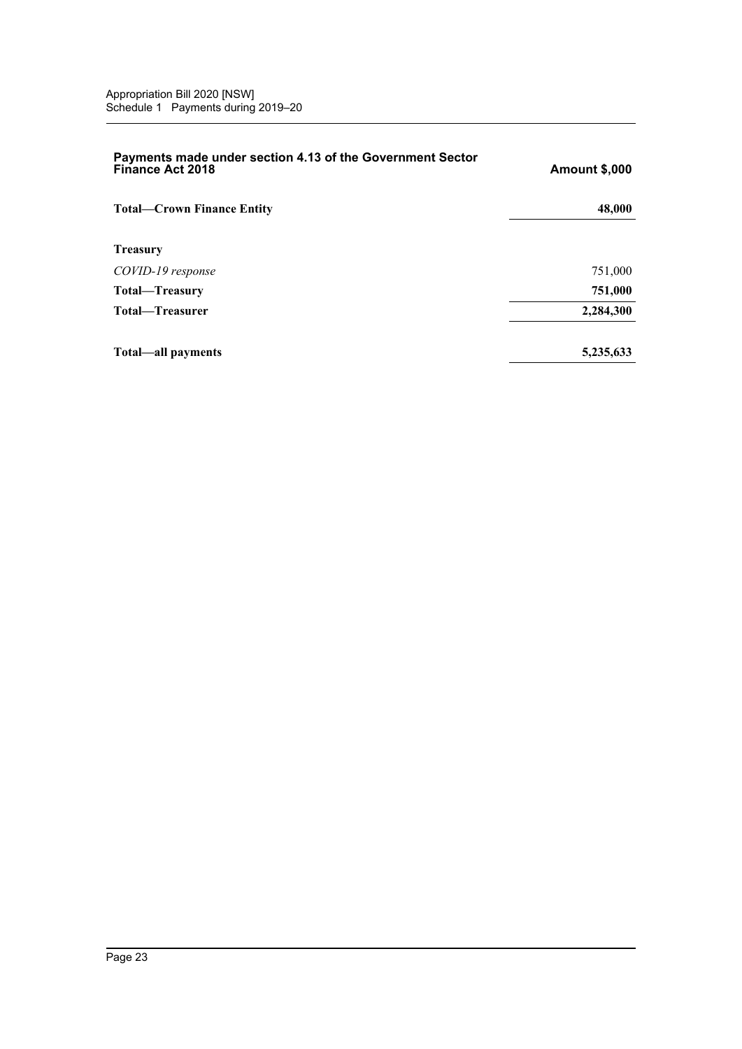| Payments made under section 4.13 of the Government Sector Finance Act 2018 | Amount $,000 |
| --- | --- |
| **Total—Crown Finance Entity** | **48,000** |
| **Treasury** | |
| *COVID-19 response* | 751,000 |
| **Total—Treasury** | **751,000** |
| **Total—Treasurer** | **2,284,300** |
| **Total—all payments** | **5,235,633** |